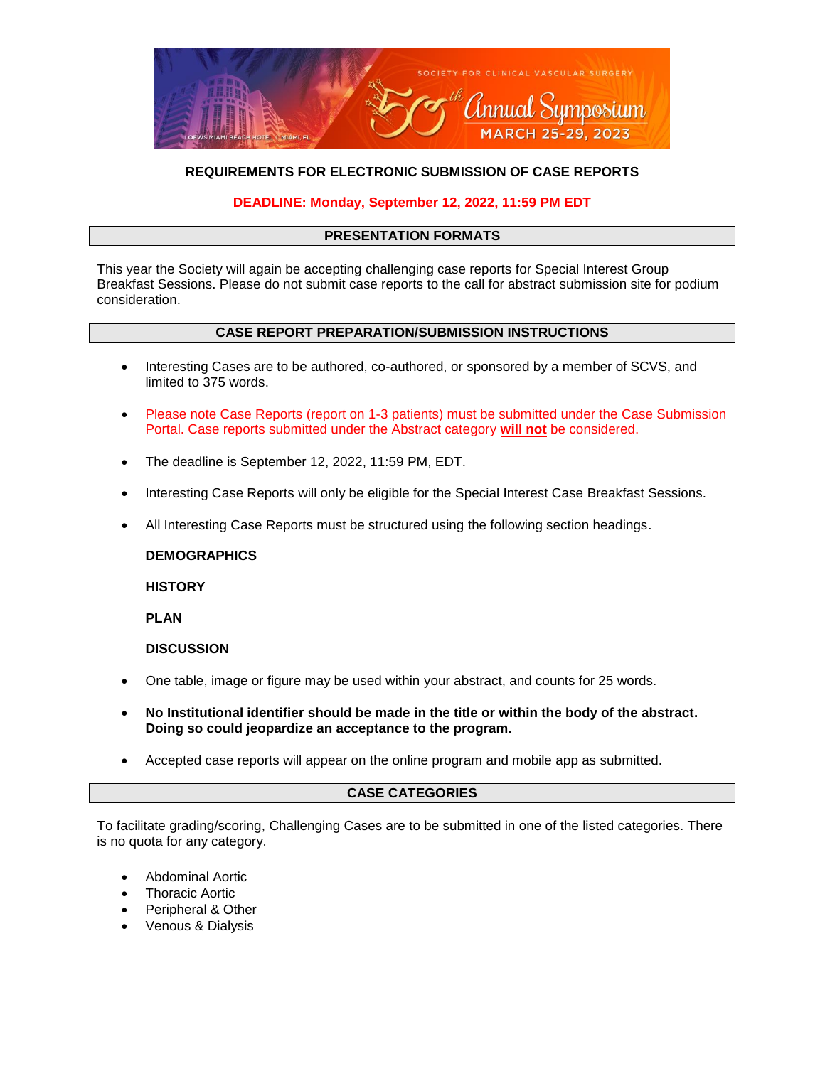SOCIETY FOR CLINICAL VASCULAR SURGERY

50th Annual Symposium

MARCH 25-29, 2023

LOEWS MIAMI BEACH HOTEL | MIAMI, FL

# REQUIREMENTS FOR ELECTRONIC SUBMISSION OF CASE REPORTS

**DEADLINE: Monday, September 12, 2022, 11:59 PM EDT**

## PRESENTATION FORMATS

This year the Society will again be accepting challenging case reports for Special Interest Group Breakfast Sessions. Please do not submit case reports to the call for abstract submission site for podium consideration.

## CASE REPORT PREPARATION/SUBMISSION INSTRUCTIONS

- Interesting Cases are to be authored, co-authored, or sponsored by a member of SCVS, and limited to 375 words.
- Please note Case Reports (report on 1-3 patients) must be submitted under the Case Submission Portal. Case reports submitted under the Abstract category **will not** be considered.
- The deadline is September 12, 2022, 11:59 PM, EDT.
- Interesting Case Reports will only be eligible for the Special Interest Case Breakfast Sessions.
- All Interesting Case Reports must be structured using the following section headings.

  **DEMOGRAPHICS**

  **HISTORY**

  **PLAN**

  **DISCUSSION**

- One table, image or figure may be used within your abstract, and counts for 25 words.
- **No Institutional identifier should be made in the title or within the body of the abstract. Doing so could jeopardize an acceptance to the program.**
- Accepted case reports will appear on the online program and mobile app as submitted.

## CASE CATEGORIES

To facilitate grading/scoring, Challenging Cases are to be submitted in one of the listed categories. There is no quota for any category.

- Abdominal Aortic
- Thoracic Aortic
- Peripheral & Other
- Venous & Dialysis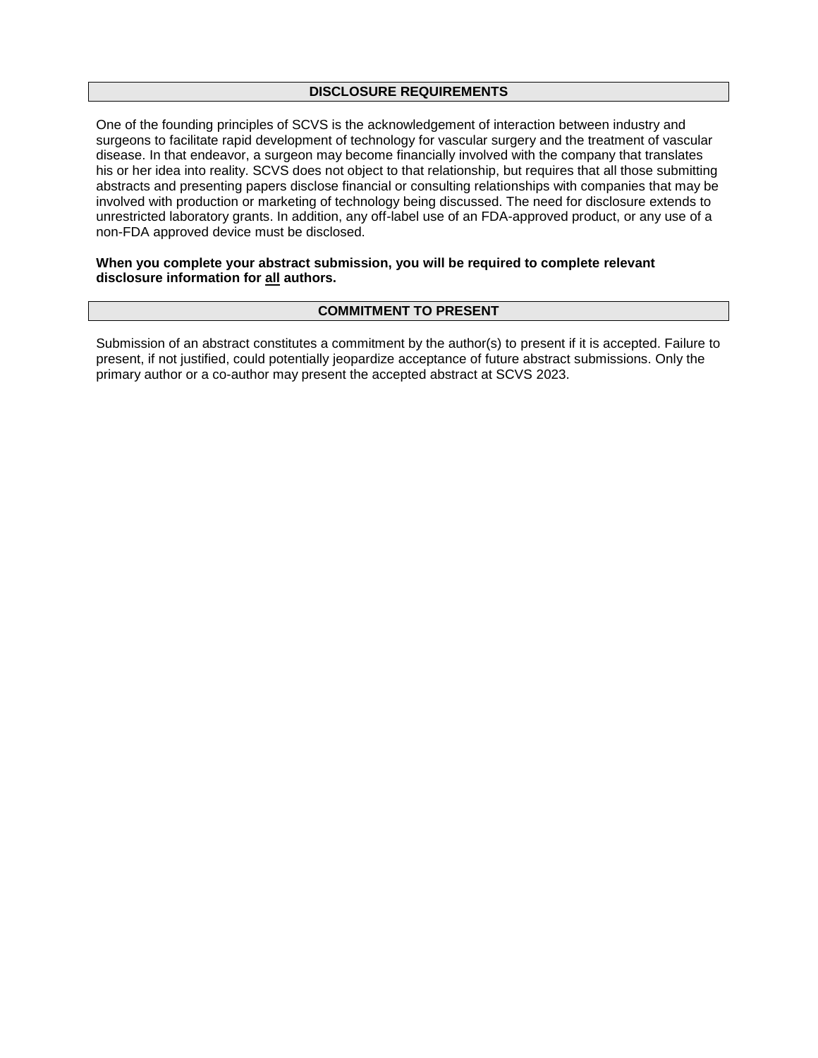## DISCLOSURE REQUIREMENTS

One of the founding principles of SCVS is the acknowledgement of interaction between industry and surgeons to facilitate rapid development of technology for vascular surgery and the treatment of vascular disease. In that endeavor, a surgeon may become financially involved with the company that translates his or her idea into reality. SCVS does not object to that relationship, but requires that all those submitting abstracts and presenting papers disclose financial or consulting relationships with companies that may be involved with production or marketing of technology being discussed. The need for disclosure extends to unrestricted laboratory grants. In addition, any off-label use of an FDA-approved product, or any use of a non-FDA approved device must be disclosed.

**When you complete your abstract submission, you will be required to complete relevant disclosure information for <u>all</u> authors.**

## COMMITMENT TO PRESENT

Submission of an abstract constitutes a commitment by the author(s) to present if it is accepted. Failure to present, if not justified, could potentially jeopardize acceptance of future abstract submissions. Only the primary author or a co-author may present the accepted abstract at SCVS 2023.